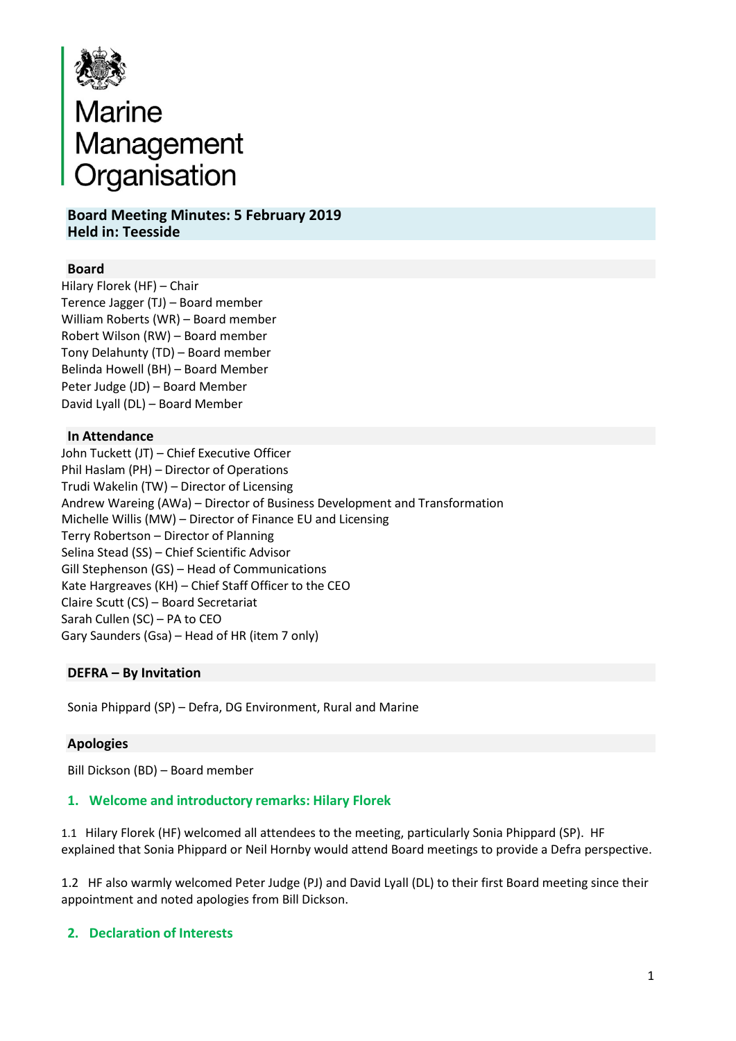Marine Management Organisation

# Board Meeting Minutes: 5 February 2019
**Held in: Teesside**

## Board

Hilary Florek (HF) – Chair
Terence Jagger (TJ) – Board member
William Roberts (WR) – Board member
Robert Wilson (RW) – Board member
Tony Delahunty (TD) – Board member
Belinda Howell (BH) – Board Member
Peter Judge (JD) – Board Member
David Lyall (DL) – Board Member

## In Attendance

John Tuckett (JT) – Chief Executive Officer
Phil Haslam (PH) – Director of Operations
Trudi Wakelin (TW) – Director of Licensing
Andrew Wareing (AWa) – Director of Business Development and Transformation
Michelle Willis (MW) – Director of Finance EU and Licensing
Terry Robertson – Director of Planning
Selina Stead (SS) – Chief Scientific Advisor
Gill Stephenson (GS) – Head of Communications
Kate Hargreaves (KH) – Chief Staff Officer to the CEO
Claire Scutt (CS) – Board Secretariat
Sarah Cullen (SC) – PA to CEO
Gary Saunders (Gsa) – Head of HR (item 7 only)

## DEFRA – By Invitation

Sonia Phippard (SP) – Defra, DG Environment, Rural and Marine

## Apologies

Bill Dickson (BD) – Board member

## 1. Welcome and introductory remarks: Hilary Florek

1.1 Hilary Florek (HF) welcomed all attendees to the meeting, particularly Sonia Phippard (SP). HF explained that Sonia Phippard or Neil Hornby would attend Board meetings to provide a Defra perspective.

1.2 HF also warmly welcomed Peter Judge (PJ) and David Lyall (DL) to their first Board meeting since their appointment and noted apologies from Bill Dickson.

## 2. Declaration of Interests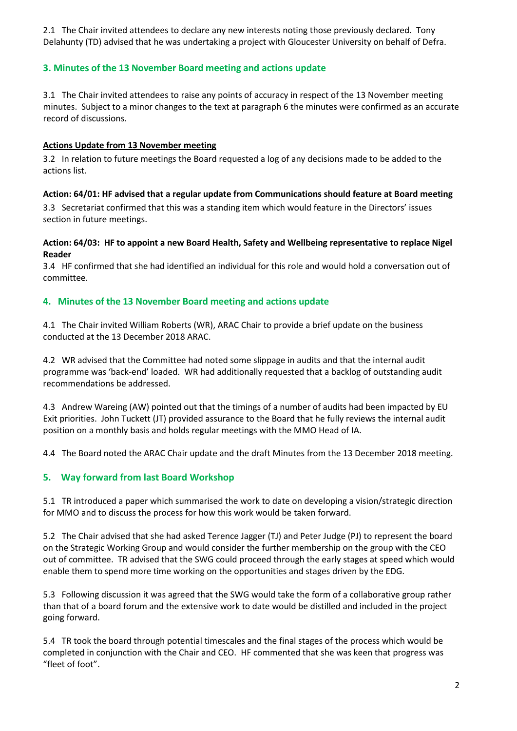2.1 The Chair invited attendees to declare any new interests noting those previously declared. Tony Delahunty (TD) advised that he was undertaking a project with Gloucester University on behalf of Defra.

## 3. Minutes of the 13 November Board meeting and actions update

3.1 The Chair invited attendees to raise any points of accuracy in respect of the 13 November meeting minutes. Subject to a minor changes to the text at paragraph 6 the minutes were confirmed as an accurate record of discussions.

**Actions Update from 13 November meeting**

3.2 In relation to future meetings the Board requested a log of any decisions made to be added to the actions list.

**Action: 64/01: HF advised that a regular update from Communications should feature at Board meeting**

3.3 Secretariat confirmed that this was a standing item which would feature in the Directors' issues section in future meetings.

**Action: 64/03: HF to appoint a new Board Health, Safety and Wellbeing representative to replace Nigel Reader**

3.4 HF confirmed that she had identified an individual for this role and would hold a conversation out of committee.

## 4. Minutes of the 13 November Board meeting and actions update

4.1 The Chair invited William Roberts (WR), ARAC Chair to provide a brief update on the business conducted at the 13 December 2018 ARAC.

4.2 WR advised that the Committee had noted some slippage in audits and that the internal audit programme was 'back-end' loaded. WR had additionally requested that a backlog of outstanding audit recommendations be addressed.

4.3 Andrew Wareing (AW) pointed out that the timings of a number of audits had been impacted by EU Exit priorities. John Tuckett (JT) provided assurance to the Board that he fully reviews the internal audit position on a monthly basis and holds regular meetings with the MMO Head of IA.

4.4 The Board noted the ARAC Chair update and the draft Minutes from the 13 December 2018 meeting.

## 5. Way forward from last Board Workshop

5.1 TR introduced a paper which summarised the work to date on developing a vision/strategic direction for MMO and to discuss the process for how this work would be taken forward.

5.2 The Chair advised that she had asked Terence Jagger (TJ) and Peter Judge (PJ) to represent the board on the Strategic Working Group and would consider the further membership on the group with the CEO out of committee. TR advised that the SWG could proceed through the early stages at speed which would enable them to spend more time working on the opportunities and stages driven by the EDG.

5.3 Following discussion it was agreed that the SWG would take the form of a collaborative group rather than that of a board forum and the extensive work to date would be distilled and included in the project going forward.

5.4 TR took the board through potential timescales and the final stages of the process which would be completed in conjunction with the Chair and CEO. HF commented that she was keen that progress was "fleet of foot".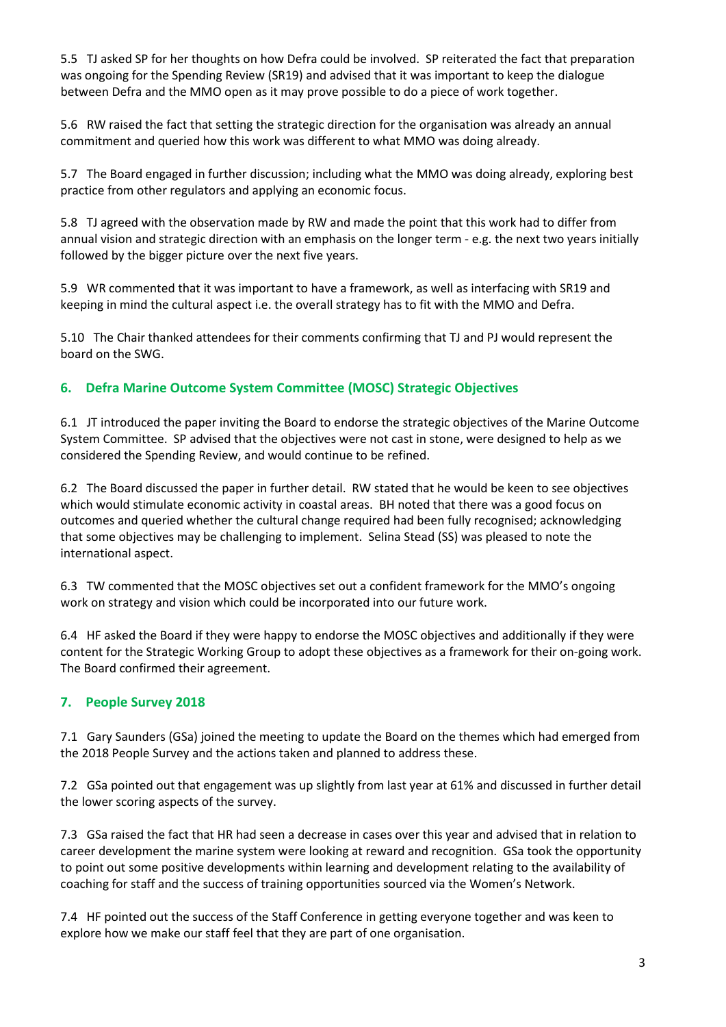5.5 TJ asked SP for her thoughts on how Defra could be involved. SP reiterated the fact that preparation was ongoing for the Spending Review (SR19) and advised that it was important to keep the dialogue between Defra and the MMO open as it may prove possible to do a piece of work together.

5.6 RW raised the fact that setting the strategic direction for the organisation was already an annual commitment and queried how this work was different to what MMO was doing already.

5.7 The Board engaged in further discussion; including what the MMO was doing already, exploring best practice from other regulators and applying an economic focus.

5.8 TJ agreed with the observation made by RW and made the point that this work had to differ from annual vision and strategic direction with an emphasis on the longer term - e.g. the next two years initially followed by the bigger picture over the next five years.

5.9 WR commented that it was important to have a framework, as well as interfacing with SR19 and keeping in mind the cultural aspect i.e. the overall strategy has to fit with the MMO and Defra.

5.10 The Chair thanked attendees for their comments confirming that TJ and PJ would represent the board on the SWG.

## 6. Defra Marine Outcome System Committee (MOSC) Strategic Objectives

6.1 JT introduced the paper inviting the Board to endorse the strategic objectives of the Marine Outcome System Committee. SP advised that the objectives were not cast in stone, were designed to help as we considered the Spending Review, and would continue to be refined.

6.2 The Board discussed the paper in further detail. RW stated that he would be keen to see objectives which would stimulate economic activity in coastal areas. BH noted that there was a good focus on outcomes and queried whether the cultural change required had been fully recognised; acknowledging that some objectives may be challenging to implement. Selina Stead (SS) was pleased to note the international aspect.

6.3 TW commented that the MOSC objectives set out a confident framework for the MMO's ongoing work on strategy and vision which could be incorporated into our future work.

6.4 HF asked the Board if they were happy to endorse the MOSC objectives and additionally if they were content for the Strategic Working Group to adopt these objectives as a framework for their on-going work. The Board confirmed their agreement.

## 7. People Survey 2018

7.1 Gary Saunders (GSa) joined the meeting to update the Board on the themes which had emerged from the 2018 People Survey and the actions taken and planned to address these.

7.2 GSa pointed out that engagement was up slightly from last year at 61% and discussed in further detail the lower scoring aspects of the survey.

7.3 GSa raised the fact that HR had seen a decrease in cases over this year and advised that in relation to career development the marine system were looking at reward and recognition. GSa took the opportunity to point out some positive developments within learning and development relating to the availability of coaching for staff and the success of training opportunities sourced via the Women's Network.

7.4 HF pointed out the success of the Staff Conference in getting everyone together and was keen to explore how we make our staff feel that they are part of one organisation.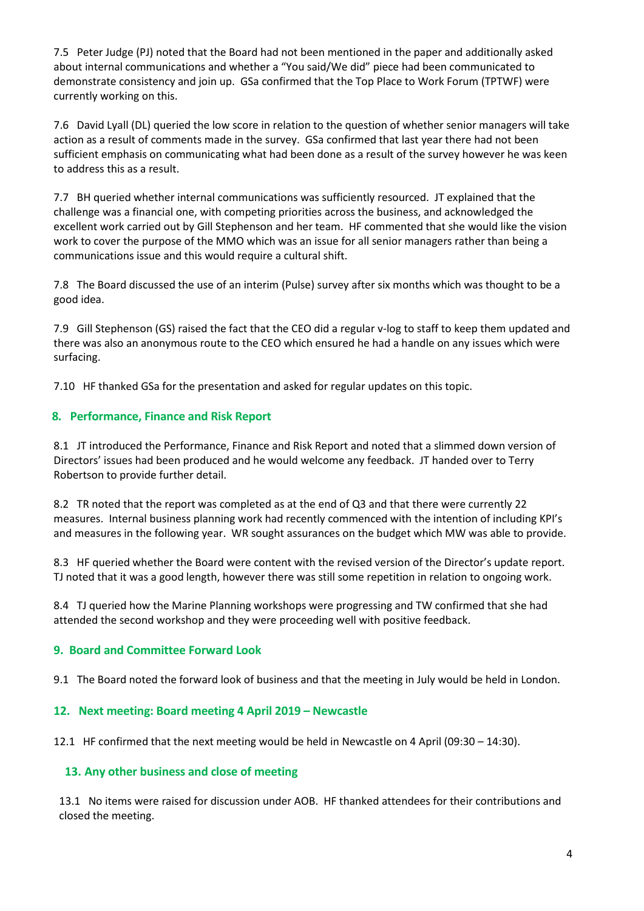7.5 Peter Judge (PJ) noted that the Board had not been mentioned in the paper and additionally asked about internal communications and whether a "You said/We did" piece had been communicated to demonstrate consistency and join up. GSa confirmed that the Top Place to Work Forum (TPTWF) were currently working on this.

7.6 David Lyall (DL) queried the low score in relation to the question of whether senior managers will take action as a result of comments made in the survey. GSa confirmed that last year there had not been sufficient emphasis on communicating what had been done as a result of the survey however he was keen to address this as a result.

7.7 BH queried whether internal communications was sufficiently resourced. JT explained that the challenge was a financial one, with competing priorities across the business, and acknowledged the excellent work carried out by Gill Stephenson and her team. HF commented that she would like the vision work to cover the purpose of the MMO which was an issue for all senior managers rather than being a communications issue and this would require a cultural shift.

7.8 The Board discussed the use of an interim (Pulse) survey after six months which was thought to be a good idea.

7.9 Gill Stephenson (GS) raised the fact that the CEO did a regular v-log to staff to keep them updated and there was also an anonymous route to the CEO which ensured he had a handle on any issues which were surfacing.

7.10 HF thanked GSa for the presentation and asked for regular updates on this topic.

## 8. Performance, Finance and Risk Report

8.1 JT introduced the Performance, Finance and Risk Report and noted that a slimmed down version of Directors' issues had been produced and he would welcome any feedback. JT handed over to Terry Robertson to provide further detail.

8.2 TR noted that the report was completed as at the end of Q3 and that there were currently 22 measures. Internal business planning work had recently commenced with the intention of including KPI's and measures in the following year. WR sought assurances on the budget which MW was able to provide.

8.3 HF queried whether the Board were content with the revised version of the Director's update report. TJ noted that it was a good length, however there was still some repetition in relation to ongoing work.

8.4 TJ queried how the Marine Planning workshops were progressing and TW confirmed that she had attended the second workshop and they were proceeding well with positive feedback.

## 9. Board and Committee Forward Look

9.1 The Board noted the forward look of business and that the meeting in July would be held in London.

## 12. Next meeting: Board meeting 4 April 2019 – Newcastle

12.1 HF confirmed that the next meeting would be held in Newcastle on 4 April (09:30 – 14:30).

## 13. Any other business and close of meeting

13.1 No items were raised for discussion under AOB. HF thanked attendees for their contributions and closed the meeting.